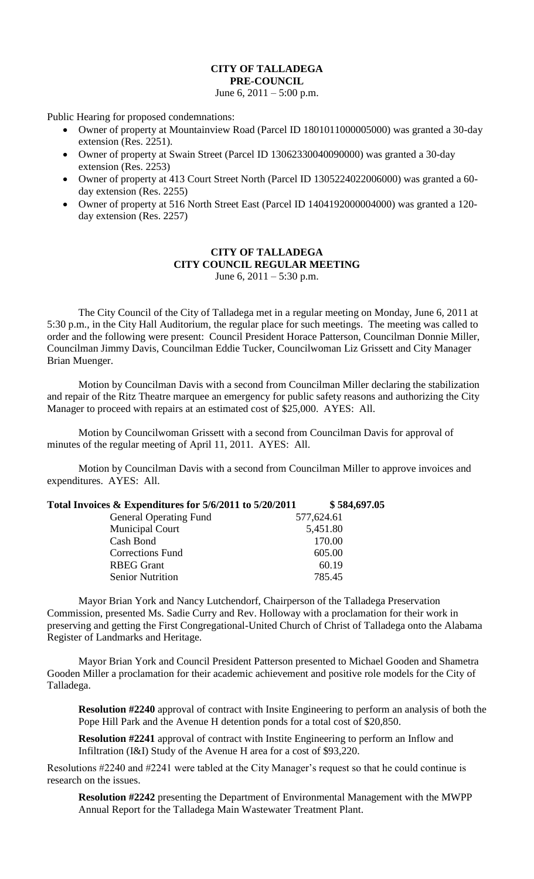# CITY OF TALLADEGA
## PRE-COUNCIL

June 6, 2011 – 5:00 p.m.

Public Hearing for proposed condemnations:

- Owner of property at Mountainview Road (Parcel ID 1801011000005000) was granted a 30-day extension (Res. 2251).
- Owner of property at Swain Street (Parcel ID 13062330040090000) was granted a 30-day extension (Res. 2253)
- Owner of property at 413 Court Street North (Parcel ID 1305224022006000) was granted a 60-day extension (Res. 2255)
- Owner of property at 516 North Street East (Parcel ID 1404192000004000) was granted a 120-day extension (Res. 2257)

# CITY OF TALLADEGA
## CITY COUNCIL REGULAR MEETING

June 6, 2011 – 5:30 p.m.

The City Council of the City of Talladega met in a regular meeting on Monday, June 6, 2011 at 5:30 p.m., in the City Hall Auditorium, the regular place for such meetings. The meeting was called to order and the following were present: Council President Horace Patterson, Councilman Donnie Miller, Councilman Jimmy Davis, Councilman Eddie Tucker, Councilwoman Liz Grissett and City Manager Brian Muenger.

Motion by Councilman Davis with a second from Councilman Miller declaring the stabilization and repair of the Ritz Theatre marquee an emergency for public safety reasons and authorizing the City Manager to proceed with repairs at an estimated cost of $25,000. AYES: All.

Motion by Councilwoman Grissett with a second from Councilman Davis for approval of minutes of the regular meeting of April 11, 2011. AYES: All.

Motion by Councilman Davis with a second from Councilman Miller to approve invoices and expenditures. AYES: All.

| **Total Invoices & Expenditures for 5/6/2011 to 5/20/2011** | | **$ 584,697.05** |
|---|---|---|
| General Operating Fund | 577,624.61 | |
| Municipal Court | 5,451.80 | |
| Cash Bond | 170.00 | |
| Corrections Fund | 605.00 | |
| RBEG Grant | 60.19 | |
| Senior Nutrition | 785.45 | |

Mayor Brian York and Nancy Lutchendorf, Chairperson of the Talladega Preservation Commission, presented Ms. Sadie Curry and Rev. Holloway with a proclamation for their work in preserving and getting the First Congregational-United Church of Christ of Talladega onto the Alabama Register of Landmarks and Heritage.

Mayor Brian York and Council President Patterson presented to Michael Gooden and Shametra Gooden Miller a proclamation for their academic achievement and positive role models for the City of Talladega.

**Resolution #2240** approval of contract with Insite Engineering to perform an analysis of both the Pope Hill Park and the Avenue H detention ponds for a total cost of $20,850.

**Resolution #2241** approval of contract with Instite Engineering to perform an Inflow and Infiltration (I&I) Study of the Avenue H area for a cost of $93,220.

Resolutions #2240 and #2241 were tabled at the City Manager's request so that he could continue is research on the issues.

**Resolution #2242** presenting the Department of Environmental Management with the MWPP Annual Report for the Talladega Main Wastewater Treatment Plant.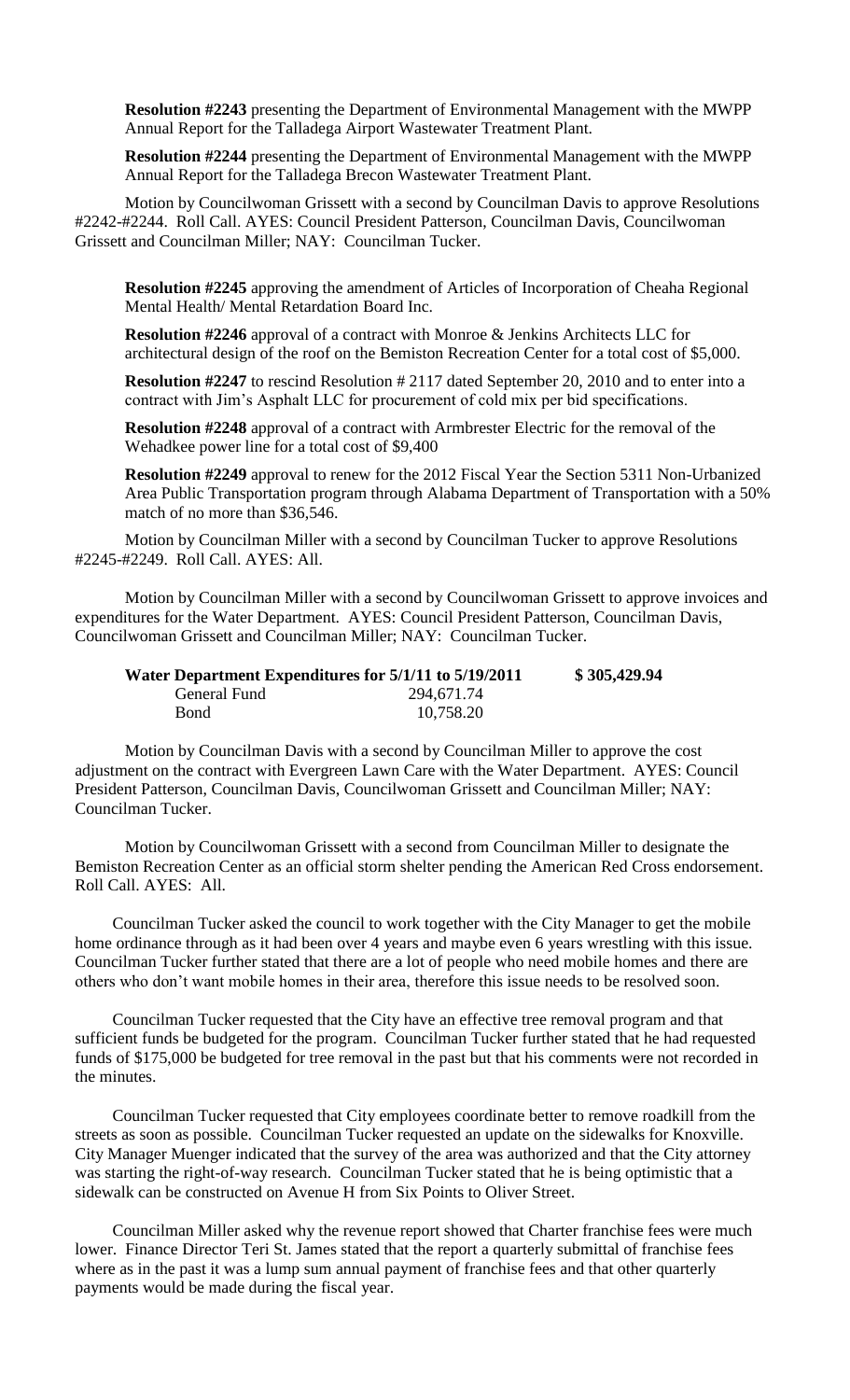**Resolution #2243** presenting the Department of Environmental Management with the MWPP Annual Report for the Talladega Airport Wastewater Treatment Plant.

**Resolution #2244** presenting the Department of Environmental Management with the MWPP Annual Report for the Talladega Brecon Wastewater Treatment Plant.

Motion by Councilwoman Grissett with a second by Councilman Davis to approve Resolutions #2242-#2244. Roll Call. AYES: Council President Patterson, Councilman Davis, Councilwoman Grissett and Councilman Miller; NAY: Councilman Tucker.

**Resolution #2245** approving the amendment of Articles of Incorporation of Cheaha Regional Mental Health/ Mental Retardation Board Inc.

**Resolution #2246** approval of a contract with Monroe & Jenkins Architects LLC for architectural design of the roof on the Bemiston Recreation Center for a total cost of $5,000.

**Resolution #2247** to rescind Resolution # 2117 dated September 20, 2010 and to enter into a contract with Jim's Asphalt LLC for procurement of cold mix per bid specifications.

**Resolution #2248** approval of a contract with Armbrester Electric for the removal of the Wehadkee power line for a total cost of $9,400

**Resolution #2249** approval to renew for the 2012 Fiscal Year the Section 5311 Non-Urbanized Area Public Transportation program through Alabama Department of Transportation with a 50% match of no more than $36,546.

Motion by Councilman Miller with a second by Councilman Tucker to approve Resolutions #2245-#2249. Roll Call. AYES: All.

Motion by Councilman Miller with a second by Councilwoman Grissett to approve invoices and expenditures for the Water Department. AYES: Council President Patterson, Councilman Davis, Councilwoman Grissett and Councilman Miller; NAY: Councilman Tucker.

| **Water Department Expenditures for 5/1/11 to 5/19/2011** | | **$ 305,429.94** |
|---|---|---|
| General Fund | 294,671.74 | |
| Bond | 10,758.20 | |

Motion by Councilman Davis with a second by Councilman Miller to approve the cost adjustment on the contract with Evergreen Lawn Care with the Water Department. AYES: Council President Patterson, Councilman Davis, Councilwoman Grissett and Councilman Miller; NAY: Councilman Tucker.

Motion by Councilwoman Grissett with a second from Councilman Miller to designate the Bemiston Recreation Center as an official storm shelter pending the American Red Cross endorsement. Roll Call. AYES: All.

Councilman Tucker asked the council to work together with the City Manager to get the mobile home ordinance through as it had been over 4 years and maybe even 6 years wrestling with this issue. Councilman Tucker further stated that there are a lot of people who need mobile homes and there are others who don't want mobile homes in their area, therefore this issue needs to be resolved soon.

Councilman Tucker requested that the City have an effective tree removal program and that sufficient funds be budgeted for the program. Councilman Tucker further stated that he had requested funds of $175,000 be budgeted for tree removal in the past but that his comments were not recorded in the minutes.

Councilman Tucker requested that City employees coordinate better to remove roadkill from the streets as soon as possible. Councilman Tucker requested an update on the sidewalks for Knoxville. City Manager Muenger indicated that the survey of the area was authorized and that the City attorney was starting the right-of-way research. Councilman Tucker stated that he is being optimistic that a sidewalk can be constructed on Avenue H from Six Points to Oliver Street.

Councilman Miller asked why the revenue report showed that Charter franchise fees were much lower. Finance Director Teri St. James stated that the report a quarterly submittal of franchise fees where as in the past it was a lump sum annual payment of franchise fees and that other quarterly payments would be made during the fiscal year.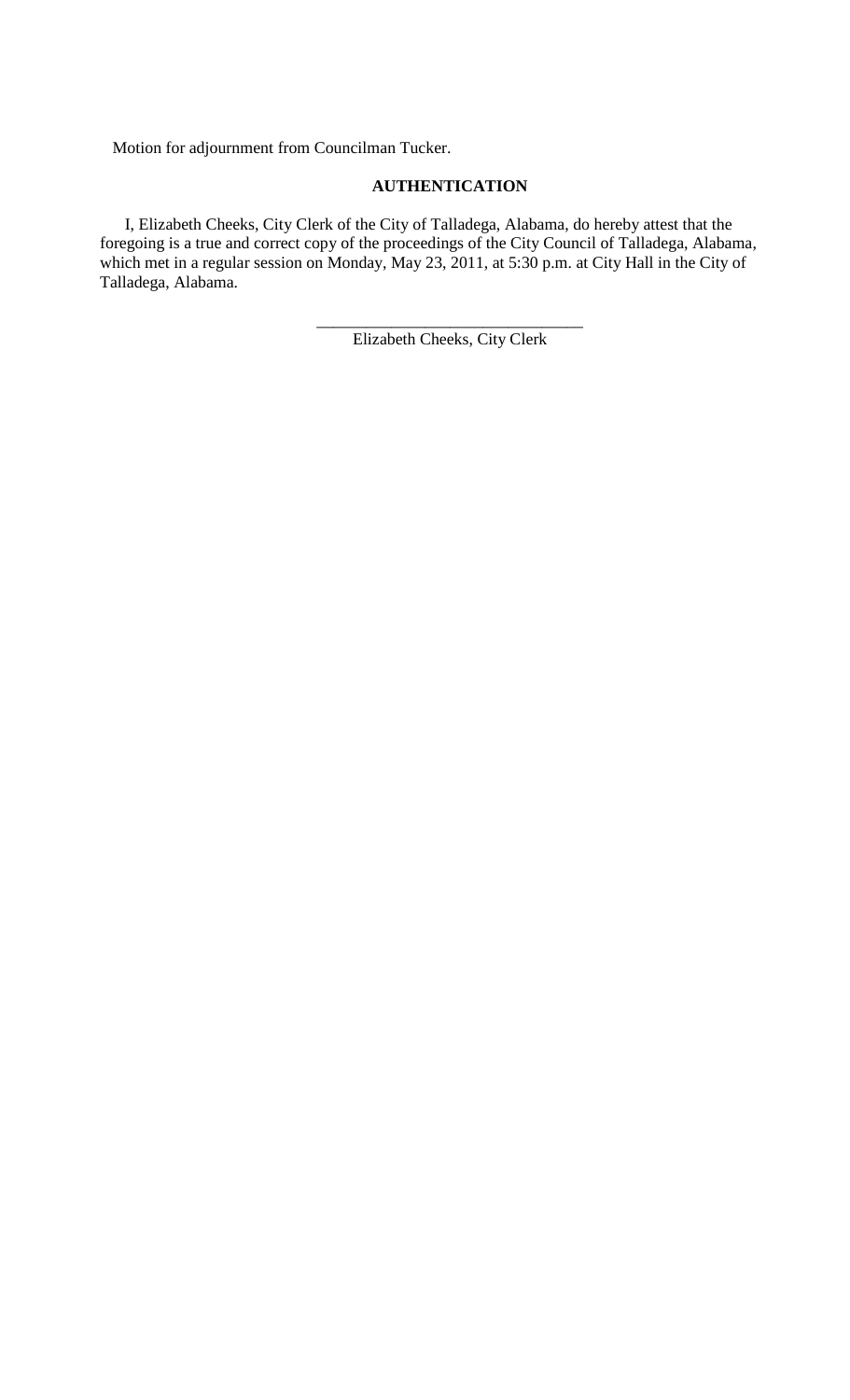Motion for adjournment from Councilman Tucker.

## AUTHENTICATION

I, Elizabeth Cheeks, City Clerk of the City of Talladega, Alabama, do hereby attest that the foregoing is a true and correct copy of the proceedings of the City Council of Talladega, Alabama, which met in a regular session on Monday, May 23, 2011, at 5:30 p.m. at City Hall in the City of Talladega, Alabama.

________________________________
Elizabeth Cheeks, City Clerk